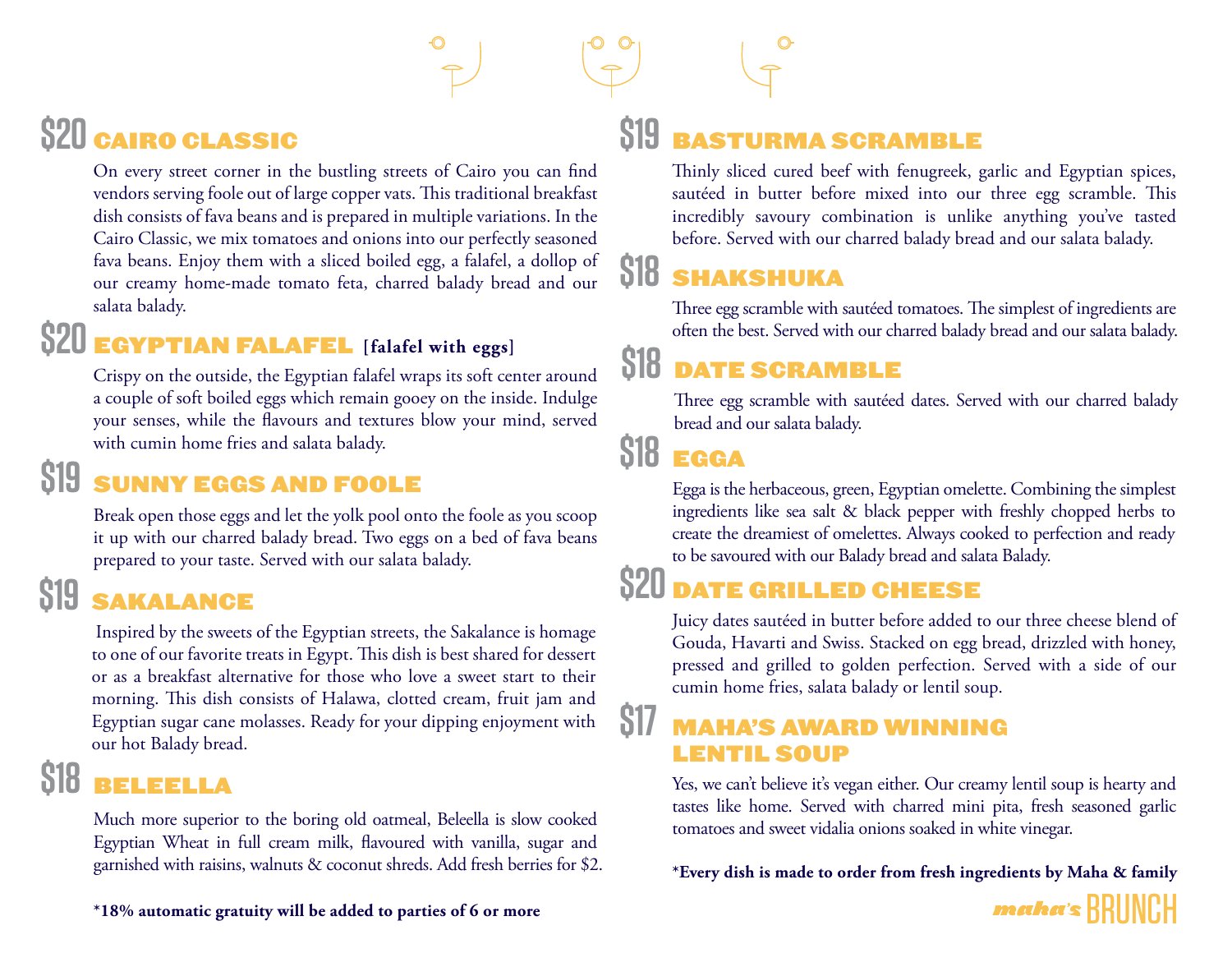## $20 CAIRO CLASSIC

On every street corner in the bustling streets of Cairo you can find vendors serving foole out of large copper vats. This traditional breakfast dish consists of fava beans and is prepared in multiple variations. In the Cairo Classic, we mix tomatoes and onions into our perfectly seasoned fava beans. Enjoy them with a sliced boiled egg, a falafel, a dollop of our creamy home-made tomato feta, charred balady bread and our salata balady.

## $20 EGYPTIAN FALAFEL **[falafel with eggs]**

Crispy on the outside, the Egyptian falafel wraps its soft center around a couple of soft boiled eggs which remain gooey on the inside. Indulge your senses, while the flavours and textures blow your mind, served with cumin home fries and salata balady.

## $19 SUNNY EGGS AND FOOLE

Break open those eggs and let the yolk pool onto the foole as you scoop it up with our charred balady bread. Two eggs on a bed of fava beans prepared to your taste. Served with our salata balady.

## $19 SAKALANCE

Inspired by the sweets of the Egyptian streets, the Sakalance is homage to one of our favorite treats in Egypt. This dish is best shared for dessert or as a breakfast alternative for those who love a sweet start to their morning. This dish consists of Halawa, clotted cream, fruit jam and Egyptian sugar cane molasses. Ready for your dipping enjoyment with our hot Balady bread.

## $18 BELEELLA

Much more superior to the boring old oatmeal, Beleella is slow cooked Egyptian Wheat in full cream milk, flavoured with vanilla, sugar and garnished with raisins, walnuts & coconut shreds. Add fresh berries for $2.

**\*18% automatic gratuity will be added to parties of 6 or more**

## $19 BASTURMA SCRAMBLE

Thinly sliced cured beef with fenugreek, garlic and Egyptian spices, sautéed in butter before mixed into our three egg scramble. This incredibly savoury combination is unlike anything you've tasted before. Served with our charred balady bread and our salata balady.

## $18 SHAKSHUKA

Three egg scramble with sautéed tomatoes. The simplest of ingredients are often the best. Served with our charred balady bread and our salata balady.

## $18 DATE SCRAMBLE

Three egg scramble with sautéed dates. Served with our charred balady bread and our salata balady.

## $18 EGGA

Egga is the herbaceous, green, Egyptian omelette. Combining the simplest ingredients like sea salt & black pepper with freshly chopped herbs to create the dreamiest of omelettes. Always cooked to perfection and ready to be savoured with our Balady bread and salata Balady.

## $20 DATE GRILLED CHEESE

Juicy dates sautéed in butter before added to our three cheese blend of Gouda, Havarti and Swiss. Stacked on egg bread, drizzled with honey, pressed and grilled to golden perfection. Served with a side of our cumin home fries, salata balady or lentil soup.

## $17 MAHA'S AWARD WINNING LENTIL SOUP

Yes, we can't believe it's vegan either. Our creamy lentil soup is hearty and tastes like home. Served with charred mini pita, fresh seasoned garlic tomatoes and sweet vidalia onions soaked in white vinegar.

**\*Every dish is made to order from fresh ingredients by Maha & family**

*maha's* BRUNCH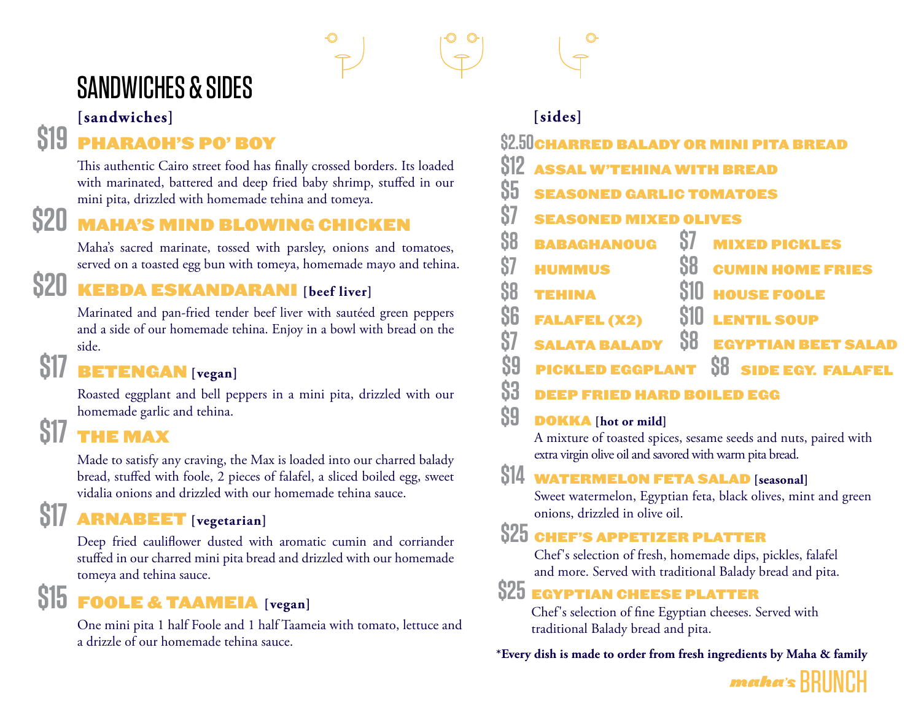# SANDWICHES & SIDES

## [sandwiches]

### $19 PHARAOH'S PO' BOY

This authentic Cairo street food has finally crossed borders. Its loaded with marinated, battered and deep fried baby shrimp, stuffed in our mini pita, drizzled with homemade tehina and tomeya.

### $20 MAHA'S MIND BLOWING CHICKEN

Maha's sacred marinate, tossed with parsley, onions and tomatoes, served on a toasted egg bun with tomeya, homemade mayo and tehina.

### $20 KEBDA ESKANDARANI [beef liver]

Marinated and pan-fried tender beef liver with sautéed green peppers and a side of our homemade tehina. Enjoy in a bowl with bread on the side.

### $17 BETENGAN [vegan]

Roasted eggplant and bell peppers in a mini pita, drizzled with our homemade garlic and tehina.

### $17 THE MAX

Made to satisfy any craving, the Max is loaded into our charred balady bread, stuffed with foole, 2 pieces of falafel, a sliced boiled egg, sweet vidalia onions and drizzled with our homemade tehina sauce.

### $17 ARNABEET [vegetarian]

Deep fried cauliflower dusted with aromatic cumin and corriander stuffed in our charred mini pita bread and drizzled with our homemade tomeya and tehina sauce.

### $15 FOOLE & TAAMEIA [vegan]

One mini pita 1 half Foole and 1 half Taameia with tomato, lettuce and a drizzle of our homemade tehina sauce.

## [sides]

- $2.50 CHARRED BALADY OR MINI PITA BREAD
- $12 ASSAL W'TEHINA WITH BREAD
- $5 SEASONED GARLIC TOMATOES
- $7 SEASONED MIXED OLIVES
- $8 BABAGHANOUG
- $7 MIXED PICKLES
- $7 HUMMUS
- $8 CUMIN HOME FRIES
- $8 TEHINA
- $10 HOUSE FOOLE
- $6 FALAFEL (X2)
- $10 LENTIL SOUP
- $7 SALATA BALADY
- $8 EGYPTIAN BEET SALAD
- $9 PICKLED EGGPLANT
- $8 SIDE EGY. FALAFEL
- $3 DEEP FRIED HARD BOILED EGG

### $9 DOKKA [hot or mild]

A mixture of toasted spices, sesame seeds and nuts, paired with extra virgin olive oil and savored with warm pita bread.

### $14 WATERMELON FETA SALAD [seasonal]

Sweet watermelon, Egyptian feta, black olives, mint and green onions, drizzled in olive oil.

### $25 CHEF'S APPETIZER PLATTER

Chef's selection of fresh, homemade dips, pickles, falafel and more. Served with traditional Balady bread and pita.

### $25 EGYPTIAN CHEESE PLATTER

Chef's selection of fine Egyptian cheeses. Served with traditional Balady bread and pita.

**\*Every dish is made to order from fresh ingredients by Maha & family**

maha's BRUNCH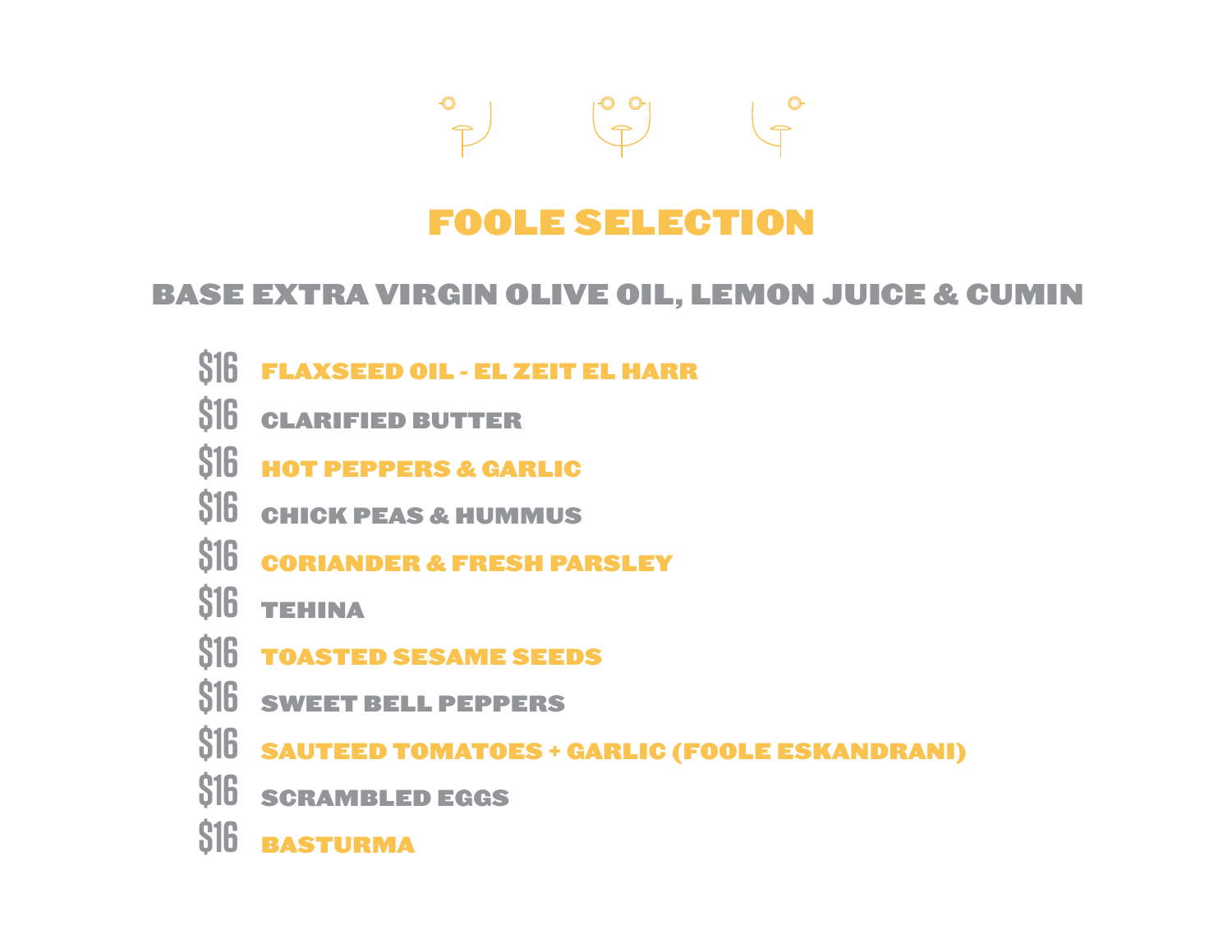# FOOLE SELECTION

## BASE EXTRA VIRGIN OLIVE OIL, LEMON JUICE & CUMIN

- $16 FLAXSEED OIL - EL ZEIT EL HARR
- $16 CLARIFIED BUTTER
- $16 HOT PEPPERS & GARLIC
- $16 CHICK PEAS & HUMMUS
- $16 CORIANDER & FRESH PARSLEY
- $16 TEHINA
- $16 TOASTED SESAME SEEDS
- $16 SWEET BELL PEPPERS
- $16 SAUTEED TOMATOES + GARLIC (FOOLE ESKANDRANI)
- $16 SCRAMBLED EGGS
- $16 BASTURMA